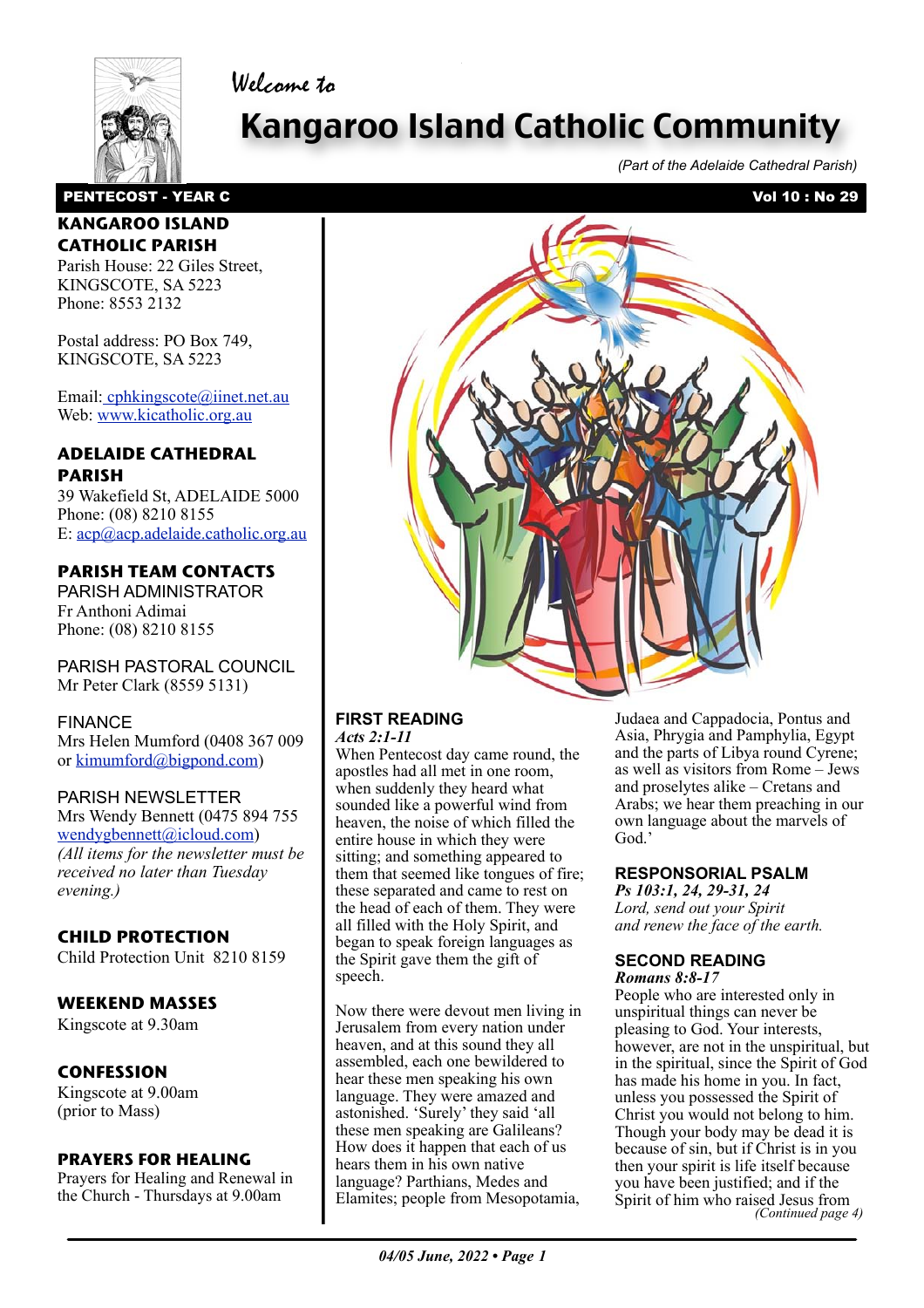Welcome to

# Kangaroo Island Catholic Community

*(Part of the Adelaide Cathedral Parish)*

**PENTECOST - YEAR C** **Vol 10 : No 29**

## KANGAROO ISLAND CATHOLIC PARISH

Parish House: 22 Giles Street, KINGSCOTE, SA 5223
Phone: 8553 2132

Postal address: PO Box 749, KINGSCOTE, SA 5223

Email: cphkingscote@iinet.net.au
Web: www.kicatholic.org.au

## ADELAIDE CATHEDRAL PARISH

39 Wakefield St, ADELAIDE 5000
Phone: (08) 8210 8155
E: acp@acp.adelaide.catholic.org.au

## PARISH TEAM CONTACTS

PARISH ADMINISTRATOR
Fr Anthoni Adimai
Phone: (08) 8210 8155

PARISH PASTORAL COUNCIL
Mr Peter Clark (8559 5131)

FINANCE
Mrs Helen Mumford (0408 367 009 or kimumford@bigpond.com)

PARISH NEWSLETTER
Mrs Wendy Bennett (0475 894 755 wendygbennett@icloud.com)
*(All items for the newsletter must be received no later than Tuesday evening.)*

## CHILD PROTECTION

Child Protection Unit 8210 8159

## WEEKEND MASSES

Kingscote at 9.30am

## CONFESSION

Kingscote at 9.00am (prior to Mass)

## PRAYERS FOR HEALING

Prayers for Healing and Renewal in the Church - Thursdays at 9.00am

## FIRST READING

***Acts 2:1-11***

When Pentecost day came round, the apostles had all met in one room, when suddenly they heard what sounded like a powerful wind from heaven, the noise of which filled the entire house in which they were sitting; and something appeared to them that seemed like tongues of fire; these separated and came to rest on the head of each of them. They were all filled with the Holy Spirit, and began to speak foreign languages as the Spirit gave them the gift of speech.

Now there were devout men living in Jerusalem from every nation under heaven, and at this sound they all assembled, each one bewildered to hear these men speaking his own language. They were amazed and astonished. 'Surely' they said 'all these men speaking are Galileans? How does it happen that each of us hears them in his own native language? Parthians, Medes and Elamites; people from Mesopotamia, Judaea and Cappadocia, Pontus and Asia, Phrygia and Pamphylia, Egypt and the parts of Libya round Cyrene; as well as visitors from Rome – Jews and proselytes alike – Cretans and Arabs; we hear them preaching in our own language about the marvels of God.'

## RESPONSORIAL PSALM

***Ps 103:1, 24, 29-31, 24***

*Lord, send out your Spirit*
*and renew the face of the earth.*

## SECOND READING

***Romans 8:8-17***

People who are interested only in unspiritual things can never be pleasing to God. Your interests, however, are not in the unspiritual, but in the spiritual, since the Spirit of God has made his home in you. In fact, unless you possessed the Spirit of Christ you would not belong to him. Though your body may be dead it is because of sin, but if Christ is in you then your spirit is life itself because you have been justified; and if the Spirit of him who raised Jesus from

*(Continued page 4)*

*04/05 June, 2022 • Page 1*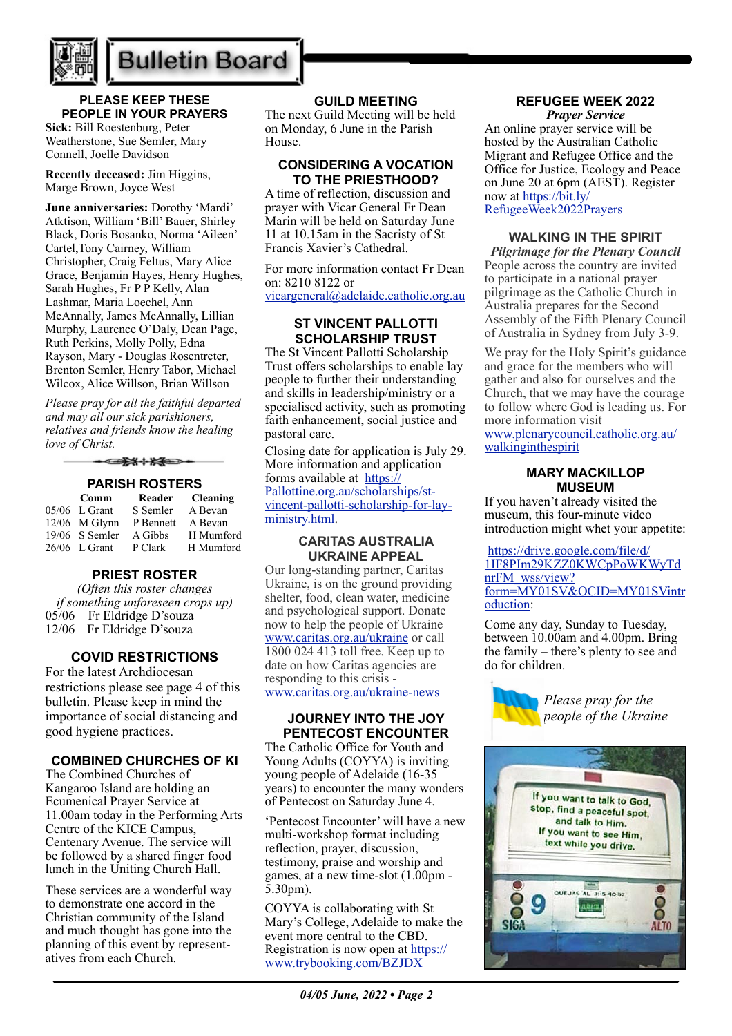# Bulletin Board

## PLEASE KEEP THESE PEOPLE IN YOUR PRAYERS

**Sick:** Bill Roestenburg, Peter Weatherstone, Sue Semler, Mary Connell, Joelle Davidson

**Recently deceased:** Jim Higgins, Marge Brown, Joyce West

**June anniversaries:** Dorothy 'Mardi' Atktison, William 'Bill' Bauer, Shirley Black, Doris Bosanko, Norma 'Aileen' Cartel,Tony Cairney, William Christopher, Craig Feltus, Mary Alice Grace, Benjamin Hayes, Henry Hughes, Sarah Hughes, Fr P P Kelly, Alan Lashmar, Maria Loechel, Ann McAnnally, James McAnnally, Lillian Murphy, Laurence O'Daly, Dean Page, Ruth Perkins, Molly Polly, Edna Rayson, Mary - Douglas Rosentreter, Brenton Semler, Henry Tabor, Michael Wilcox, Alice Willson, Brian Willson

*Please pray for all the faithful departed and may all our sick parishioners, relatives and friends know the healing love of Christ.*

## PARISH ROSTERS

| | Comm | Reader | Cleaning |
|---|---|---|---|
| 05/06 | L Grant | S Semler | A Bevan |
| 12/06 | M Glynn | P Bennett | A Bevan |
| 19/06 | S Semler | A Gibbs | H Mumford |
| 26/06 | L Grant | P Clark | H Mumford |

## PRIEST ROSTER

*(Often this roster changes if something unforeseen crops up)*

05/06 Fr Eldridge D'souza
12/06 Fr Eldridge D'souza

## COVID RESTRICTIONS

For the latest Archdiocesan restrictions please see page 4 of this bulletin. Please keep in mind the importance of social distancing and good hygiene practices.

## COMBINED CHURCHES OF KI

The Combined Churches of Kangaroo Island are holding an Ecumenical Prayer Service at 11.00am today in the Performing Arts Centre of the KICE Campus, Centenary Avenue. The service will be followed by a shared finger food lunch in the Uniting Church Hall.

These services are a wonderful way to demonstrate one accord in the Christian community of the Island and much thought has gone into the planning of this event by representatives from each Church.

## GUILD MEETING

The next Guild Meeting will be held on Monday, 6 June in the Parish House.

## CONSIDERING A VOCATION TO THE PRIESTHOOD?

A time of reflection, discussion and prayer with Vicar General Fr Dean Marin will be held on Saturday June 11 at 10.15am in the Sacristy of St Francis Xavier's Cathedral.

For more information contact Fr Dean on: 8210 8122 or vicargeneral@adelaide.catholic.org.au

## ST VINCENT PALLOTTI SCHOLARSHIP TRUST

The St Vincent Pallotti Scholarship Trust offers scholarships to enable lay people to further their understanding and skills in leadership/ministry or a specialised activity, such as promoting faith enhancement, social justice and pastoral care.

Closing date for application is July 29. More information and application forms available at https://Pallottine.org.au/scholarships/st-vincent-pallotti-scholarship-for-lay-ministry.html.

## CARITAS AUSTRALIA UKRAINE APPEAL

Our long-standing partner, Caritas Ukraine, is on the ground providing shelter, food, clean water, medicine and psychological support. Donate now to help the people of Ukraine www.caritas.org.au/ukraine or call 1800 024 413 toll free. Keep up to date on how Caritas agencies are responding to this crisis - www.caritas.org.au/ukraine-news

## JOURNEY INTO THE JOY PENTECOST ENCOUNTER

The Catholic Office for Youth and Young Adults (COYYA) is inviting young people of Adelaide (16-35 years) to encounter the many wonders of Pentecost on Saturday June 4.

'Pentecost Encounter' will have a new multi-workshop format including reflection, prayer, discussion, testimony, praise and worship and games, at a new time-slot (1.00pm - 5.30pm).

COYYA is collaborating with St Mary's College, Adelaide to make the event more central to the CBD. Registration is now open at https://www.trybooking.com/BZJDX

## REFUGEE WEEK 2022

***Prayer Service***

An online prayer service will be hosted by the Australian Catholic Migrant and Refugee Office and the Office for Justice, Ecology and Peace on June 20 at 6pm (AEST). Register now at https://bit.ly/RefugeeWeek2022Prayers

## WALKING IN THE SPIRIT

***Pilgrimage for the Plenary Council***

People across the country are invited to participate in a national prayer pilgrimage as the Catholic Church in Australia prepares for the Second Assembly of the Fifth Plenary Council of Australia in Sydney from July 3-9.

We pray for the Holy Spirit's guidance and grace for the members who will gather and also for ourselves and the Church, that we may have the courage to follow where God is leading us. For more information visit www.plenarycouncil.catholic.org.au/walkinginthespirit

## MARY MACKILLOP MUSEUM

If you haven't already visited the museum, this four-minute video introduction might whet your appetite:

https://drive.google.com/file/d/1IF8PIm29KZZ0KWCpPoWKWyTdnrFM_wss/view?form=MY01SV&OCID=MY01SVintroduction:

Come any day, Sunday to Tuesday, between 10.00am and 4.00pm. Bring the family – there's plenty to see and do for children.

*Please pray for the people of the Ukraine*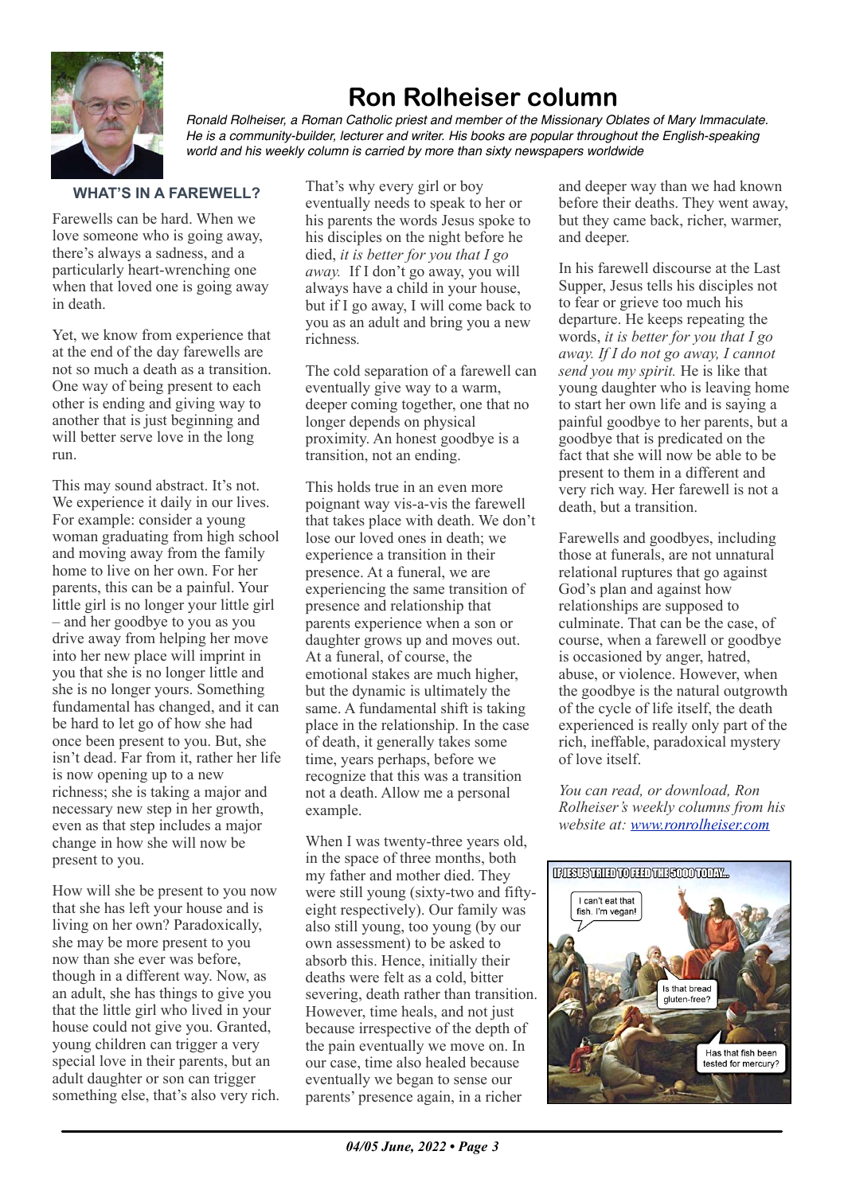# Ron Rolheiser column

*Ronald Rolheiser, a Roman Catholic priest and member of the Missionary Oblates of Mary Immaculate. He is a community-builder, lecturer and writer. His books are popular throughout the English-speaking world and his weekly column is carried by more than sixty newspapers worldwide*

### WHAT'S IN A FAREWELL?

Farewells can be hard. When we love someone who is going away, there's always a sadness, and a particularly heart-wrenching one when that loved one is going away in death.

Yet, we know from experience that at the end of the day farewells are not so much a death as a transition. One way of being present to each other is ending and giving way to another that is just beginning and will better serve love in the long run.

This may sound abstract. It's not. We experience it daily in our lives. For example: consider a young woman graduating from high school and moving away from the family home to live on her own. For her parents, this can be a painful. Your little girl is no longer your little girl – and her goodbye to you as you drive away from helping her move into her new place will imprint in you that she is no longer little and she is no longer yours. Something fundamental has changed, and it can be hard to let go of how she had once been present to you. But, she isn't dead. Far from it, rather her life is now opening up to a new richness; she is taking a major and necessary new step in her growth, even as that step includes a major change in how she will now be present to you.

How will she be present to you now that she has left your house and is living on her own? Paradoxically, she may be more present to you now than she ever was before, though in a different way. Now, as an adult, she has things to give you that the little girl who lived in your house could not give you. Granted, young children can trigger a very special love in their parents, but an adult daughter or son can trigger something else, that's also very rich. That's why every girl or boy eventually needs to speak to her or his parents the words Jesus spoke to his disciples on the night before he died, *it is better for you that I go away.* If I don't go away, you will always have a child in your house, but if I go away, I will come back to you as an adult and bring you a new richness.

The cold separation of a farewell can eventually give way to a warm, deeper coming together, one that no longer depends on physical proximity. An honest goodbye is a transition, not an ending.

This holds true in an even more poignant way vis-a-vis the farewell that takes place with death. We don't lose our loved ones in death; we experience a transition in their presence. At a funeral, we are experiencing the same transition of presence and relationship that parents experience when a son or daughter grows up and moves out. At a funeral, of course, the emotional stakes are much higher, but the dynamic is ultimately the same. A fundamental shift is taking place in the relationship. In the case of death, it generally takes some time, years perhaps, before we recognize that this was a transition not a death. Allow me a personal example.

When I was twenty-three years old, in the space of three months, both my father and mother died. They were still young (sixty-two and fifty-eight respectively). Our family was also still young, too young (by our own assessment) to be asked to absorb this. Hence, initially their deaths were felt as a cold, bitter severing, death rather than transition. However, time heals, and not just because irrespective of the depth of the pain eventually we move on. In our case, time also healed because eventually we began to sense our parents' presence again, in a richer and deeper way than we had known before their deaths. They went away, but they came back, richer, warmer, and deeper.

In his farewell discourse at the Last Supper, Jesus tells his disciples not to fear or grieve too much his departure. He keeps repeating the words, *it is better for you that I go away. If I do not go away, I cannot send you my spirit.* He is like that young daughter who is leaving home to start her own life and is saying a painful goodbye to her parents, but a goodbye that is predicated on the fact that she will now be able to be present to them in a different and very rich way. Her farewell is not a death, but a transition.

Farewells and goodbyes, including those at funerals, are not unnatural relational ruptures that go against God's plan and against how relationships are supposed to culminate. That can be the case, of course, when a farewell or goodbye is occasioned by anger, hatred, abuse, or violence. However, when the goodbye is the natural outgrowth of the cycle of life itself, the death experienced is really only part of the rich, ineffable, paradoxical mystery of love itself.

*You can read, or download, Ron Rolheiser's weekly columns from his website at: www.ronrolheiser.com*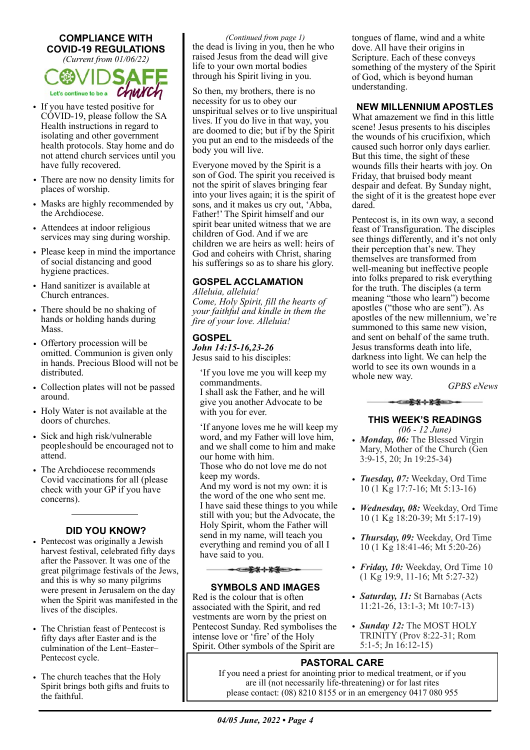## COMPLIANCE WITH COVID-19 REGULATIONS

*(Current from 01/06/22)*

COVIDSAFE church — Let's continue to be a

- If you have tested positive for COVID-19, please follow the SA Health instructions in regard to isolating and other government health protocols. Stay home and do not attend church services until you have fully recovered.
- There are now no density limits for places of worship.
- Masks are highly recommended by the Archdiocese.
- Attendees at indoor religious services may sing during worship.
- Please keep in mind the importance of social distancing and good hygiene practices.
- Hand sanitizer is available at Church entrances.
- There should be no shaking of hands or holding hands during Mass.
- Offertory procession will be omitted. Communion is given only in hands. Precious Blood will not be distributed.
- Collection plates will not be passed around.
- Holy Water is not available at the doors of churches.
- Sick and high risk/vulnerable people should be encouraged not to attend.
- The Archdiocese recommends Covid vaccinations for all (please check with your GP if you have concerns).

## DID YOU KNOW?

- Pentecost was originally a Jewish harvest festival, celebrated fifty days after the Passover. It was one of the great pilgrimage festivals of the Jews, and this is why so many pilgrims were present in Jerusalem on the day when the Spirit was manifested in the lives of the disciples.
- The Christian feast of Pentecost is fifty days after Easter and is the culmination of the Lent–Easter–Pentecost cycle.
- The church teaches that the Holy Spirit brings both gifts and fruits to the faithful.

*(Continued from page 1)*

the dead is living in you, then he who raised Jesus from the dead will give life to your own mortal bodies through his Spirit living in you.

So then, my brothers, there is no necessity for us to obey our unspiritual selves or to live unspiritual lives. If you do live in that way, you are doomed to die; but if by the Spirit you put an end to the misdeeds of the body you will live.

Everyone moved by the Spirit is a son of God. The spirit you received is not the spirit of slaves bringing fear into your lives again; it is the spirit of sons, and it makes us cry out, 'Abba, Father!' The Spirit himself and our spirit bear united witness that we are children of God. And if we are children we are heirs as well: heirs of God and coheirs with Christ, sharing his sufferings so as to share his glory.

## GOSPEL ACCLAMATION

*Alleluia, alleluia!*
*Come, Holy Spirit, fill the hearts of your faithful and kindle in them the fire of your love. Alleluia!*

## GOSPEL

***John 14:15-16,23-26***

Jesus said to his disciples:

'If you love me you will keep my commandments.
I shall ask the Father, and he will give you another Advocate to be with you for ever.

'If anyone loves me he will keep my word, and my Father will love him, and we shall come to him and make our home with him.
Those who do not love me do not keep my words.
And my word is not my own: it is the word of the one who sent me.
I have said these things to you while still with you; but the Advocate, the Holy Spirit, whom the Father will send in my name, will teach you everything and remind you of all I have said to you.

## SYMBOLS AND IMAGES

Red is the colour that is often associated with the Spirit, and red vestments are worn by the priest on Pentecost Sunday. Red symbolises the intense love or 'fire' of the Holy Spirit. Other symbols of the Spirit are tongues of flame, wind and a white dove. All have their origins in Scripture. Each of these conveys something of the mystery of the Spirit of God, which is beyond human understanding.

## NEW MILLENNIUM APOSTLES

What amazement we find in this little scene! Jesus presents to his disciples the wounds of his crucifixion, which caused such horror only days earlier. But this time, the sight of these wounds fills their hearts with joy. On Friday, that bruised body meant despair and defeat. By Sunday night, the sight of it is the greatest hope ever dared.

Pentecost is, in its own way, a second feast of Transfiguration. The disciples see things differently, and it's not only their perception that's new. They themselves are transformed from well-meaning but ineffective people into folks prepared to risk everything for the truth. The disciples (a term meaning "those who learn") become apostles ("those who are sent"). As apostles of the new millennium, we're summoned to this same new vision, and sent on behalf of the same truth. Jesus transforms death into life, darkness into light. We can help the world to see its own wounds in a whole new way.

*GPBS eNews*

## THIS WEEK'S READINGS

*(06 - 12 June)*

- ***Monday, 06:*** The Blessed Virgin Mary, Mother of the Church (Gen 3:9-15, 20; Jn 19:25-34)
- ***Tuesday, 07:*** Weekday, Ord Time 10 (1 Kg 17:7-16; Mt 5:13-16)
- ***Wednesday, 08:*** Weekday, Ord Time 10 (1 Kg 18:20-39; Mt 5:17-19)
- ***Thursday, 09:*** Weekday, Ord Time 10 (1 Kg 18:41-46; Mt 5:20-26)
- ***Friday, 10:*** Weekday, Ord Time 10 (1 Kg 19:9, 11-16; Mt 5:27-32)
- ***Saturday, 11:*** St Barnabas (Acts 11:21-26, 13:1-3; Mt 10:7-13)
- ***Sunday 12:*** The MOST HOLY TRINITY (Prov 8:22-31; Rom 5:1-5; Jn 16:12-15)

## PASTORAL CARE

If you need a priest for anointing prior to medical treatment, or if you are ill (not necessarily life-threatening) or for last rites please contact: (08) 8210 8155 or in an emergency 0417 080 955